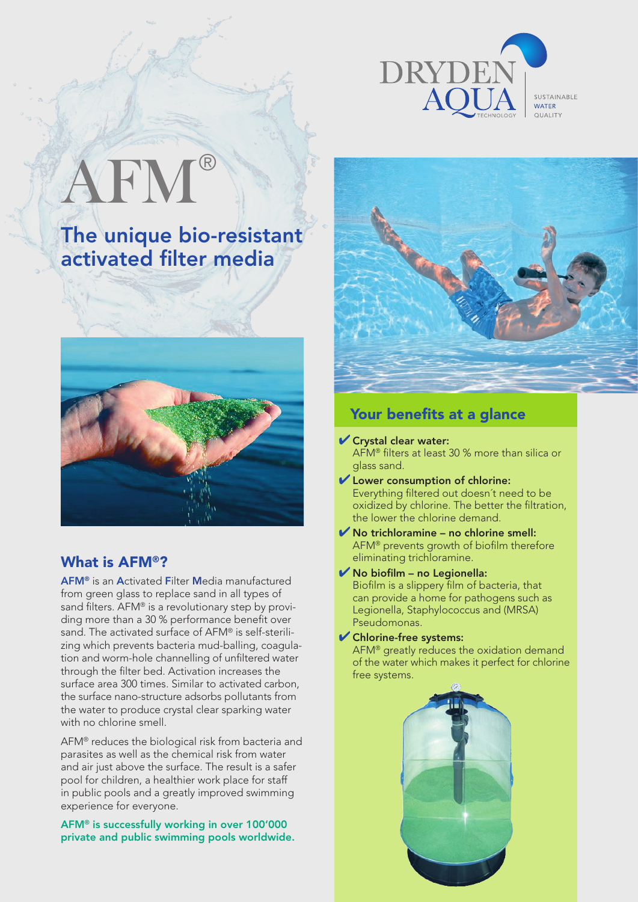DRYDEN AQUA TECHNOLOGY

SUSTAINABLE WATER QUALITY

# AFM®

## The unique bio-resistant activated filter media

### What is AFM®?

**AFM®** is an **A**ctivated **F**ilter **M**edia manufactured from green glass to replace sand in all types of sand filters. AFM® is a revolutionary step by providing more than a 30 % performance benefit over sand. The activated surface of AFM® is self-sterilizing which prevents bacteria mud-balling, coagulation and worm-hole channelling of unfiltered water through the filter bed. Activation increases the surface area 300 times. Similar to activated carbon, the surface nano-structure adsorbs pollutants from the water to produce crystal clear sparking water with no chlorine smell.

AFM® reduces the biological risk from bacteria and parasites as well as the chemical risk from water and air just above the surface. The result is a safer pool for children, a healthier work place for staff in public pools and a greatly improved swimming experience for everyone.

**AFM® is successfully working in over 100'000 private and public swimming pools worldwide.**

### Your benefits at a glance

- ✔ **Crystal clear water:**
  AFM® filters at least 30 % more than silica or glass sand.
- ✔ **Lower consumption of chlorine:**
  Everything filtered out doesn´t need to be oxidized by chlorine. The better the filtration, the lower the chlorine demand.
- ✔ **No trichloramine – no chlorine smell:**
  AFM® prevents growth of biofilm therefore eliminating trichloramine.
- ✔ **No biofilm – no Legionella:**
  Biofilm is a slippery film of bacteria, that can provide a home for pathogens such as Legionella, Staphylococcus and (MRSA) Pseudomonas.
- ✔ **Chlorine-free systems:**
  AFM® greatly reduces the oxidation demand of the water which makes it perfect for chlorine free systems.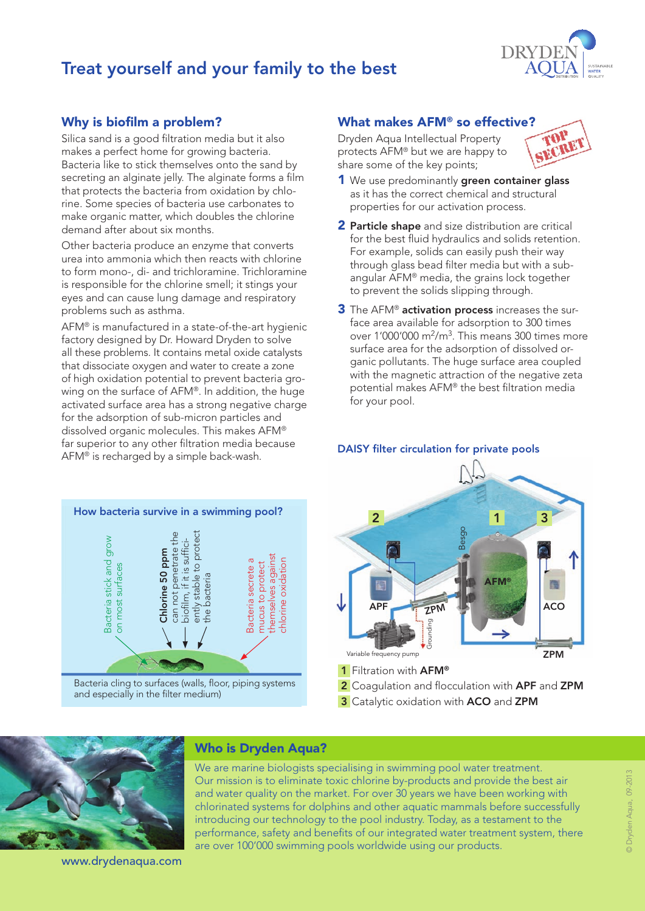# Treat yourself and your family to the best

## Why is biofilm a problem?

Silica sand is a good filtration media but it also makes a perfect home for growing bacteria. Bacteria like to stick themselves onto the sand by secreting an alginate jelly. The alginate forms a film that protects the bacteria from oxidation by chlorine. Some species of bacteria use carbonates to make organic matter, which doubles the chlorine demand after about six months.

Other bacteria produce an enzyme that converts urea into ammonia which then reacts with chlorine to form mono-, di- and trichloramine. Trichloramine is responsible for the chlorine smell; it stings your eyes and can cause lung damage and respiratory problems such as asthma.

AFM® is manufactured in a state-of-the-art hygienic factory designed by Dr. Howard Dryden to solve all these problems. It contains metal oxide catalysts that dissociate oxygen and water to create a zone of high oxidation potential to prevent bacteria growing on the surface of AFM®. In addition, the huge activated surface area has a strong negative charge for the adsorption of sub-micron particles and dissolved organic molecules. This makes AFM® far superior to any other filtration media because AFM® is recharged by a simple back-wash.

### How bacteria survive in a swimming pool?

Bacteria stick and grow on most surfaces

**Chlorine 50 ppm** can not penetrate the biofilm, if it is sufficiently stable to protect the bacteria

Bacteria secrete a mucus to protect themselves against chlorine oxidation

Bacteria cling to surfaces (walls, floor, piping systems and especially in the filter medium)

## What makes AFM® so effective?

TOP SECRET

Dryden Aqua Intellectual Property protects AFM® but we are happy to share some of the key points;

1. We use predominantly **green container glass** as it has the correct chemical and structural properties for our activation process.
2. **Particle shape** and size distribution are critical for the best fluid hydraulics and solids retention. For example, solids can easily push their way through glass bead filter media but with a sub-angular AFM® media, the grains lock together to prevent the solids slipping through.
3. The AFM® **activation process** increases the surface area available for adsorption to 300 times over 1'000'000 $m^2/m^3$. This means 300 times more surface area for the adsorption of dissolved organic pollutants. The huge surface area coupled with the magnetic attraction of the negative zeta potential makes AFM® the best filtration media for your pool.

### DAISY filter circulation for private pools

2 1 3
Besgo
AFM®
APF
ZPM
ACO
Grounding
Variable frequency pump
ZPM

1 Filtration with **AFM®**
2 Coagulation and flocculation with **APF** and **ZPM**
3 Catalytic oxidation with **ACO** and **ZPM**

## Who is Dryden Aqua?

We are marine biologists specialising in swimming pool water treatment. Our mission is to eliminate toxic chlorine by-products and provide the best air and water quality on the market. For over 30 years we have been working with chlorinated systems for dolphins and other aquatic mammals before successfully introducing our technology to the pool industry. Today, as a testament to the performance, safety and benefits of our integrated water treatment system, there are over 100'000 swimming pools worldwide using our products.

www.drydenaqua.com

© Dryden Aqua, 09-2013